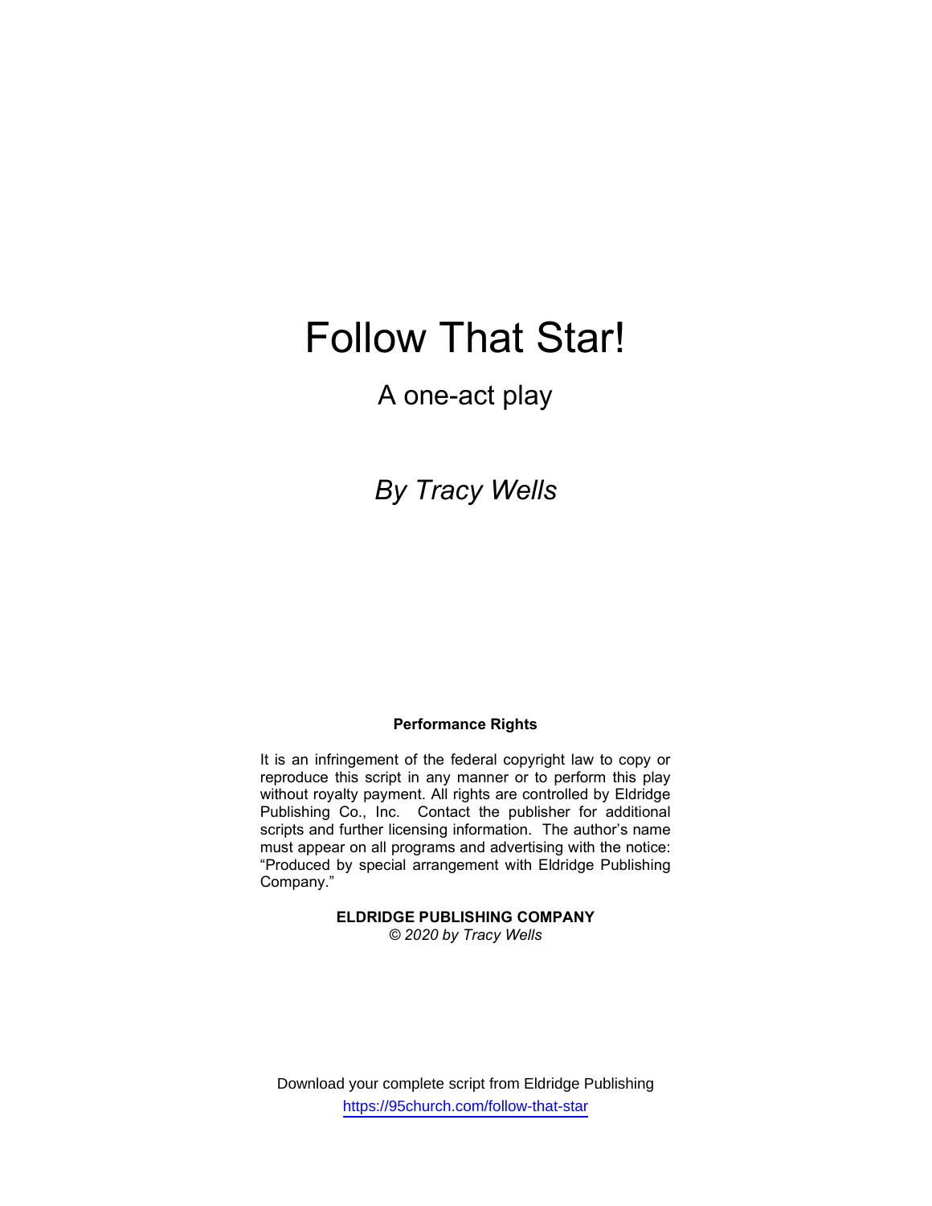# Follow That Star!

## A one-act play

*By Tracy Wells*

**Performance Rights**

It is an infringement of the federal copyright law to copy or reproduce this script in any manner or to perform this play without royalty payment. All rights are controlled by Eldridge Publishing Co., Inc. Contact the publisher for additional scripts and further licensing information. The author's name must appear on all programs and advertising with the notice: "Produced by special arrangement with Eldridge Publishing Company."

**ELDRIDGE PUBLISHING COMPANY**
*© 2020 by Tracy Wells*

Download your complete script from Eldridge Publishing
https://95church.com/follow-that-star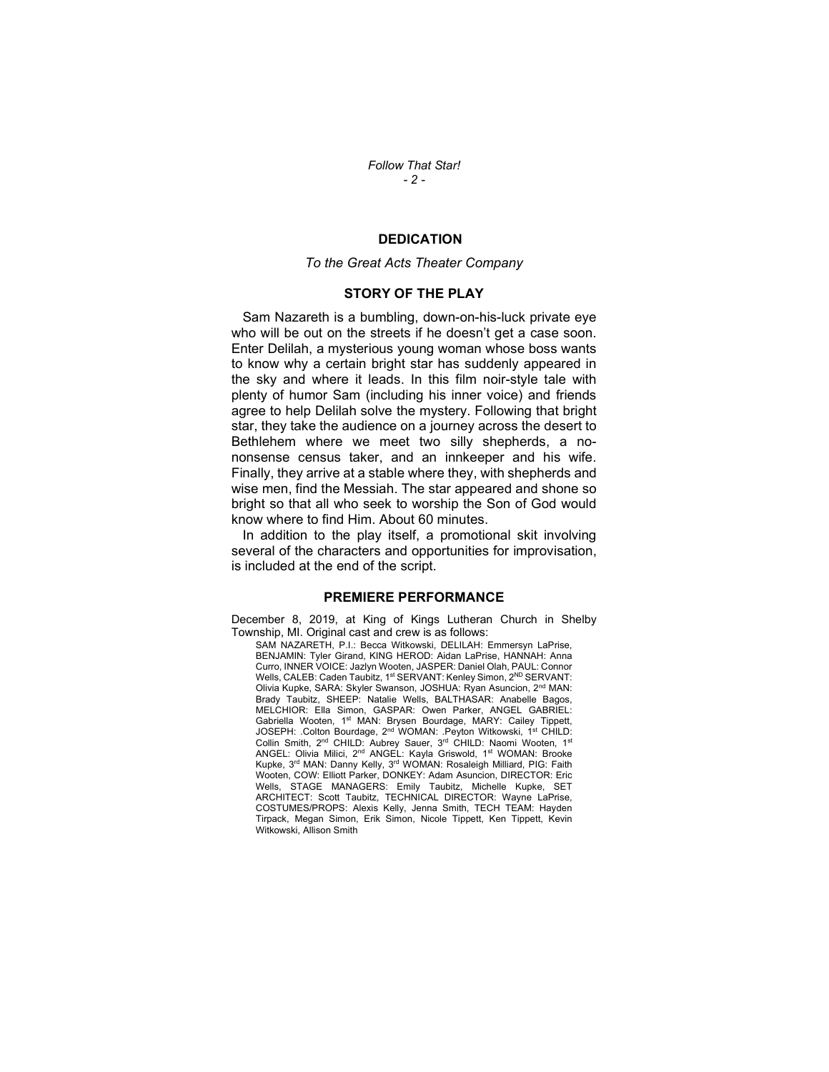## DEDICATION

*To the Great Acts Theater Company*

## STORY OF THE PLAY

Sam Nazareth is a bumbling, down-on-his-luck private eye who will be out on the streets if he doesn't get a case soon. Enter Delilah, a mysterious young woman whose boss wants to know why a certain bright star has suddenly appeared in the sky and where it leads. In this film noir-style tale with plenty of humor Sam (including his inner voice) and friends agree to help Delilah solve the mystery. Following that bright star, they take the audience on a journey across the desert to Bethlehem where we meet two silly shepherds, a no-nonsense census taker, and an innkeeper and his wife. Finally, they arrive at a stable where they, with shepherds and wise men, find the Messiah. The star appeared and shone so bright so that all who seek to worship the Son of God would know where to find Him. About 60 minutes.

In addition to the play itself, a promotional skit involving several of the characters and opportunities for improvisation, is included at the end of the script.

## PREMIERE PERFORMANCE

December 8, 2019, at King of Kings Lutheran Church in Shelby Township, MI. Original cast and crew is as follows:

SAM NAZARETH, P.I.: Becca Witkowski, DELILAH: Emmersyn LaPrise, BENJAMIN: Tyler Girand, KING HEROD: Aidan LaPrise, HANNAH: Anna Curro, INNER VOICE: Jazlyn Wooten, JASPER: Daniel Olah, PAUL: Connor Wells, CALEB: Caden Taubitz, 1st SERVANT: Kenley Simon, 2ND SERVANT: Olivia Kupke, SARA: Skyler Swanson, JOSHUA: Ryan Asuncion, 2nd MAN: Brady Taubitz, SHEEP: Natalie Wells, BALTHASAR: Anabelle Bagos, MELCHIOR: Ella Simon, GASPAR: Owen Parker, ANGEL GABRIEL: Gabriella Wooten, 1st MAN: Brysen Bourdage, MARY: Cailey Tippett, JOSEPH: .Colton Bourdage, 2nd WOMAN: .Peyton Witkowski, 1st CHILD: Collin Smith, 2nd CHILD: Aubrey Sauer, 3rd CHILD: Naomi Wooten, 1st ANGEL: Olivia Milici, 2nd ANGEL: Kayla Griswold, 1st WOMAN: Brooke Kupke, 3rd MAN: Danny Kelly, 3rd WOMAN: Rosaleigh Milliard, PIG: Faith Wooten, COW: Elliott Parker, DONKEY: Adam Asuncion, DIRECTOR: Eric Wells, STAGE MANAGERS: Emily Taubitz, Michelle Kupke, SET ARCHITECT: Scott Taubitz, TECHNICAL DIRECTOR: Wayne LaPrise, COSTUMES/PROPS: Alexis Kelly, Jenna Smith, TECH TEAM: Hayden Tirpack, Megan Simon, Erik Simon, Nicole Tippett, Ken Tippett, Kevin Witkowski, Allison Smith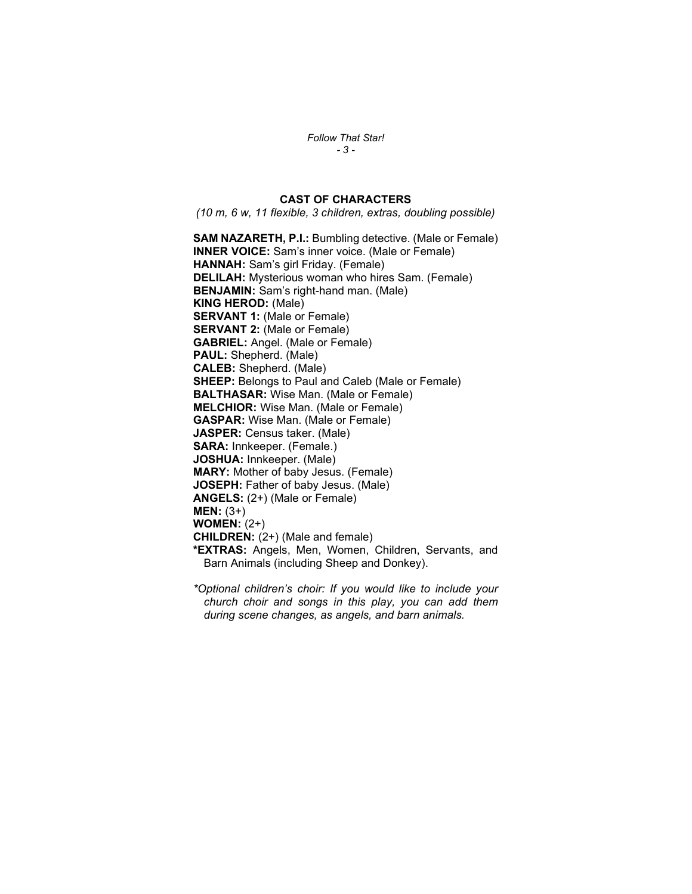## CAST OF CHARACTERS

*(10 m, 6 w, 11 flexible, 3 children, extras, doubling possible)*

**SAM NAZARETH, P.I.:** Bumbling detective. (Male or Female)
**INNER VOICE:** Sam's inner voice. (Male or Female)
**HANNAH:** Sam's girl Friday. (Female)
**DELILAH:** Mysterious woman who hires Sam. (Female)
**BENJAMIN:** Sam's right-hand man. (Male)
**KING HEROD:** (Male)
**SERVANT 1:** (Male or Female)
**SERVANT 2:** (Male or Female)
**GABRIEL:** Angel. (Male or Female)
**PAUL:** Shepherd. (Male)
**CALEB:** Shepherd. (Male)
**SHEEP:** Belongs to Paul and Caleb (Male or Female)
**BALTHASAR:** Wise Man. (Male or Female)
**MELCHIOR:** Wise Man. (Male or Female)
**GASPAR:** Wise Man. (Male or Female)
**JASPER:** Census taker. (Male)
**SARA:** Innkeeper. (Female.)
**JOSHUA:** Innkeeper. (Male)
**MARY:** Mother of baby Jesus. (Female)
**JOSEPH:** Father of baby Jesus. (Male)
**ANGELS:** (2+) (Male or Female)
**MEN:** (3+)
**WOMEN:** (2+)
**CHILDREN:** (2+) (Male and female)
**\*EXTRAS:** Angels, Men, Women, Children, Servants, and Barn Animals (including Sheep and Donkey).

*\*Optional children's choir: If you would like to include your church choir and songs in this play, you can add them during scene changes, as angels, and barn animals.*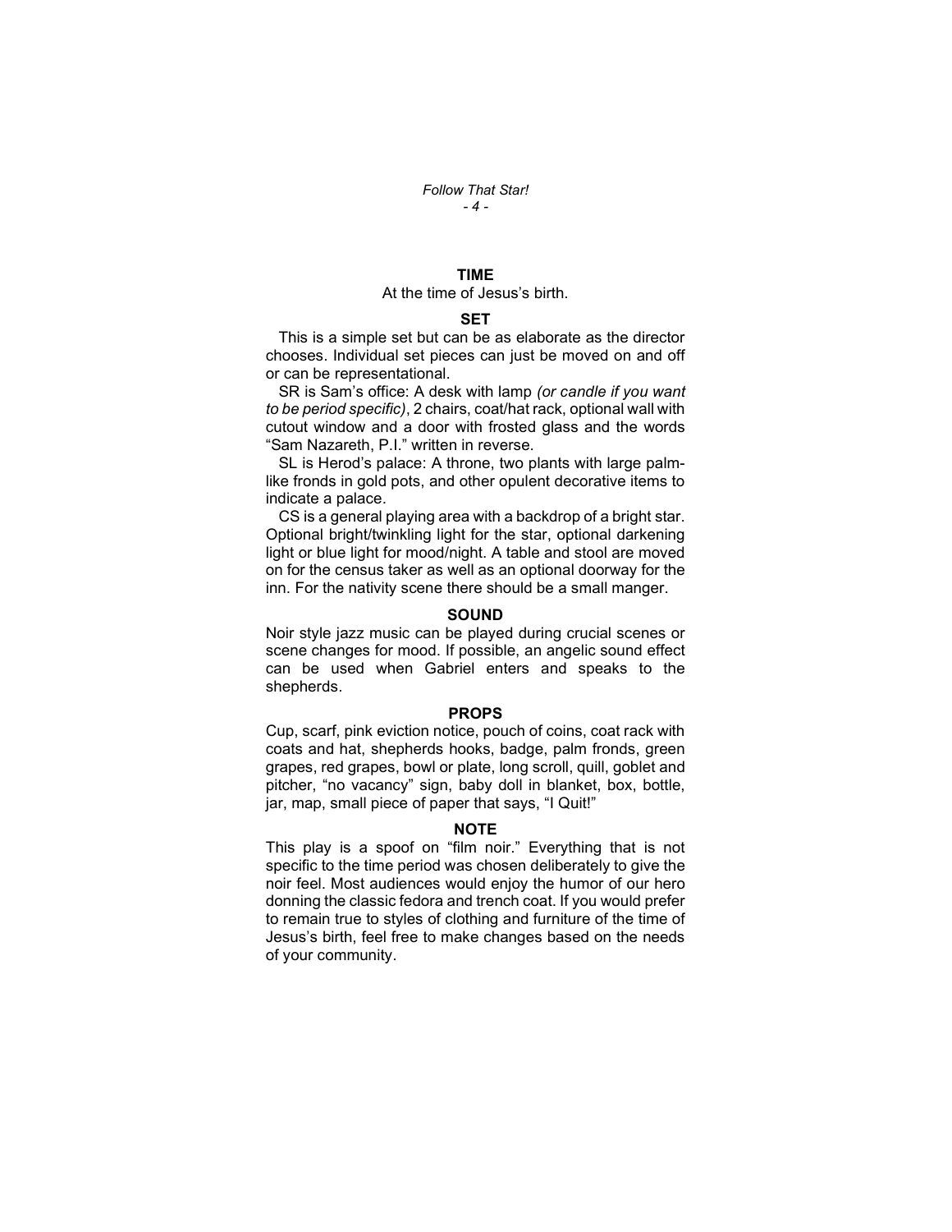## TIME

At the time of Jesus's birth.

## SET

This is a simple set but can be as elaborate as the director chooses. Individual set pieces can just be moved on and off or can be representational.

SR is Sam's office: A desk with lamp *(or candle if you want to be period specific)*, 2 chairs, coat/hat rack, optional wall with cutout window and a door with frosted glass and the words "Sam Nazareth, P.I." written in reverse.

SL is Herod's palace: A throne, two plants with large palm-like fronds in gold pots, and other opulent decorative items to indicate a palace.

CS is a general playing area with a backdrop of a bright star. Optional bright/twinkling light for the star, optional darkening light or blue light for mood/night. A table and stool are moved on for the census taker as well as an optional doorway for the inn. For the nativity scene there should be a small manger.

## SOUND

Noir style jazz music can be played during crucial scenes or scene changes for mood. If possible, an angelic sound effect can be used when Gabriel enters and speaks to the shepherds.

## PROPS

Cup, scarf, pink eviction notice, pouch of coins, coat rack with coats and hat, shepherds hooks, badge, palm fronds, green grapes, red grapes, bowl or plate, long scroll, quill, goblet and pitcher, "no vacancy" sign, baby doll in blanket, box, bottle, jar, map, small piece of paper that says, "I Quit!"

## NOTE

This play is a spoof on "film noir." Everything that is not specific to the time period was chosen deliberately to give the noir feel. Most audiences would enjoy the humor of our hero donning the classic fedora and trench coat. If you would prefer to remain true to styles of clothing and furniture of the time of Jesus's birth, feel free to make changes based on the needs of your community.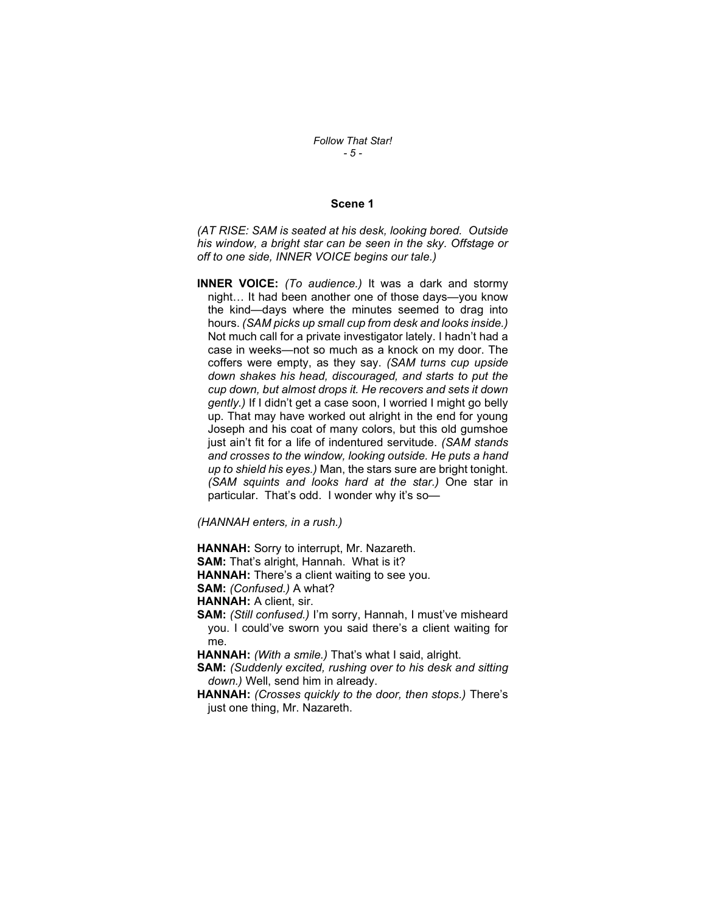## Scene 1

*(AT RISE: SAM is seated at his desk, looking bored. Outside his window, a bright star can be seen in the sky. Offstage or off to one side, INNER VOICE begins our tale.)*

**INNER VOICE:** *(To audience.)* It was a dark and stormy night… It had been another one of those days—you know the kind—days where the minutes seemed to drag into hours. *(SAM picks up small cup from desk and looks inside.)* Not much call for a private investigator lately. I hadn't had a case in weeks—not so much as a knock on my door. The coffers were empty, as they say. *(SAM turns cup upside down shakes his head, discouraged, and starts to put the cup down, but almost drops it. He recovers and sets it down gently.)* If I didn't get a case soon, I worried I might go belly up. That may have worked out alright in the end for young Joseph and his coat of many colors, but this old gumshoe just ain't fit for a life of indentured servitude. *(SAM stands and crosses to the window, looking outside. He puts a hand up to shield his eyes.)* Man, the stars sure are bright tonight. *(SAM squints and looks hard at the star.)* One star in particular. That's odd. I wonder why it's so—

*(HANNAH enters, in a rush.)*

**HANNAH:** Sorry to interrupt, Mr. Nazareth.

**SAM:** That's alright, Hannah. What is it?

**HANNAH:** There's a client waiting to see you.

**SAM:** *(Confused.)* A what?

**HANNAH:** A client, sir.

**SAM:** *(Still confused.)* I'm sorry, Hannah, I must've misheard you. I could've sworn you said there's a client waiting for me.

**HANNAH:** *(With a smile.)* That's what I said, alright.

**SAM:** *(Suddenly excited, rushing over to his desk and sitting down.)* Well, send him in already.

**HANNAH:** *(Crosses quickly to the door, then stops.)* There's just one thing, Mr. Nazareth.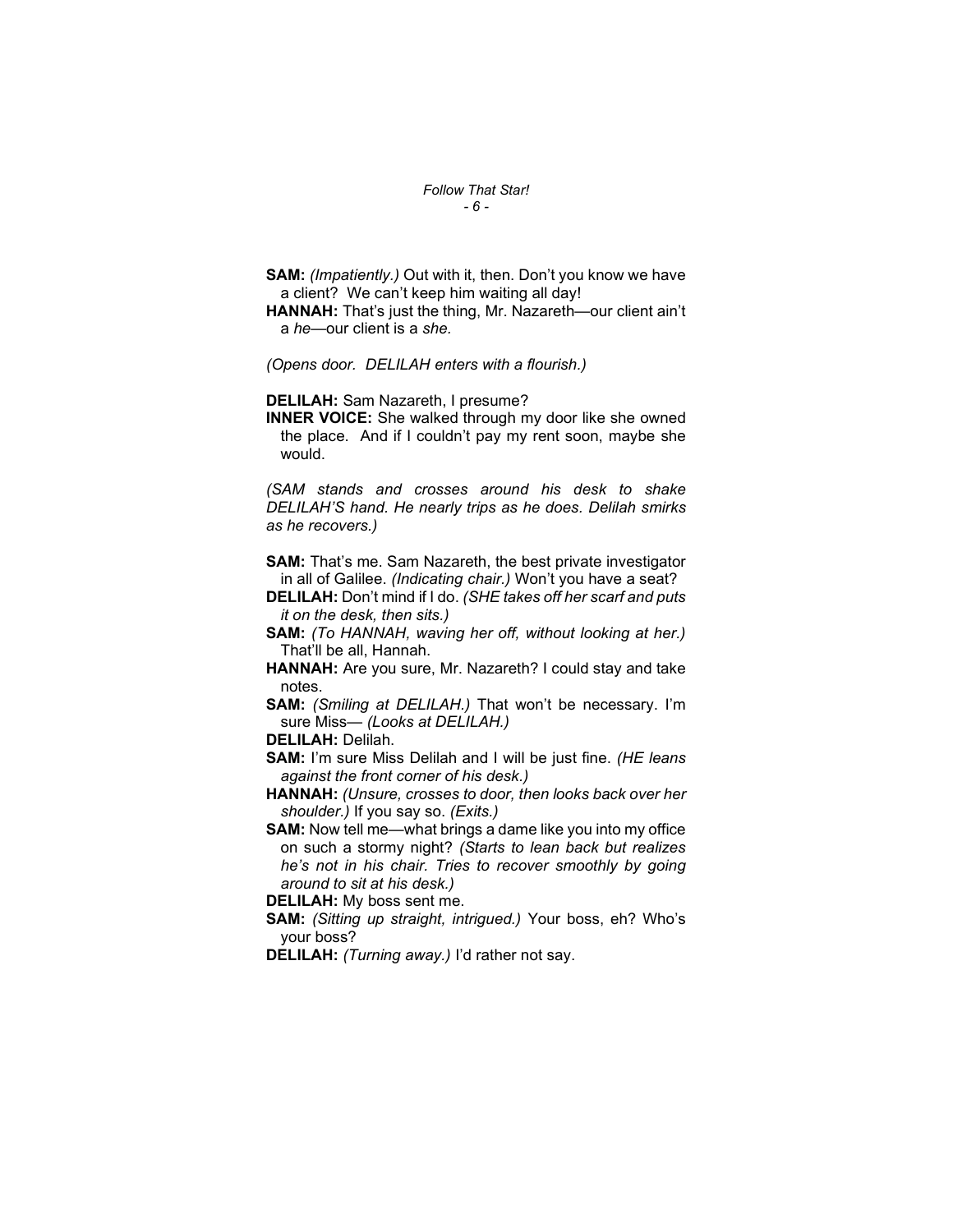**SAM:** *(Impatiently.)* Out with it, then. Don't you know we have a client? We can't keep him waiting all day!

**HANNAH:** That's just the thing, Mr. Nazareth—our client ain't a *he*—our client is a *she.*

*(Opens door. DELILAH enters with a flourish.)*

**DELILAH:** Sam Nazareth, I presume?

**INNER VOICE:** She walked through my door like she owned the place. And if I couldn't pay my rent soon, maybe she would.

*(SAM stands and crosses around his desk to shake DELILAH'S hand. He nearly trips as he does. Delilah smirks as he recovers.)*

**SAM:** That's me. Sam Nazareth, the best private investigator in all of Galilee. *(Indicating chair.)* Won't you have a seat?

**DELILAH:** Don't mind if I do. *(SHE takes off her scarf and puts it on the desk, then sits.)*

**SAM:** *(To HANNAH, waving her off, without looking at her.)* That'll be all, Hannah.

**HANNAH:** Are you sure, Mr. Nazareth? I could stay and take notes.

**SAM:** *(Smiling at DELILAH.)* That won't be necessary. I'm sure Miss— *(Looks at DELILAH.)*

**DELILAH:** Delilah.

**SAM:** I'm sure Miss Delilah and I will be just fine. *(HE leans against the front corner of his desk.)*

**HANNAH:** *(Unsure, crosses to door, then looks back over her shoulder.)* If you say so. *(Exits.)*

**SAM:** Now tell me—what brings a dame like you into my office on such a stormy night? *(Starts to lean back but realizes he's not in his chair. Tries to recover smoothly by going around to sit at his desk.)*

**DELILAH:** My boss sent me.

**SAM:** *(Sitting up straight, intrigued.)* Your boss, eh? Who's your boss?

**DELILAH:** *(Turning away.)* I'd rather not say.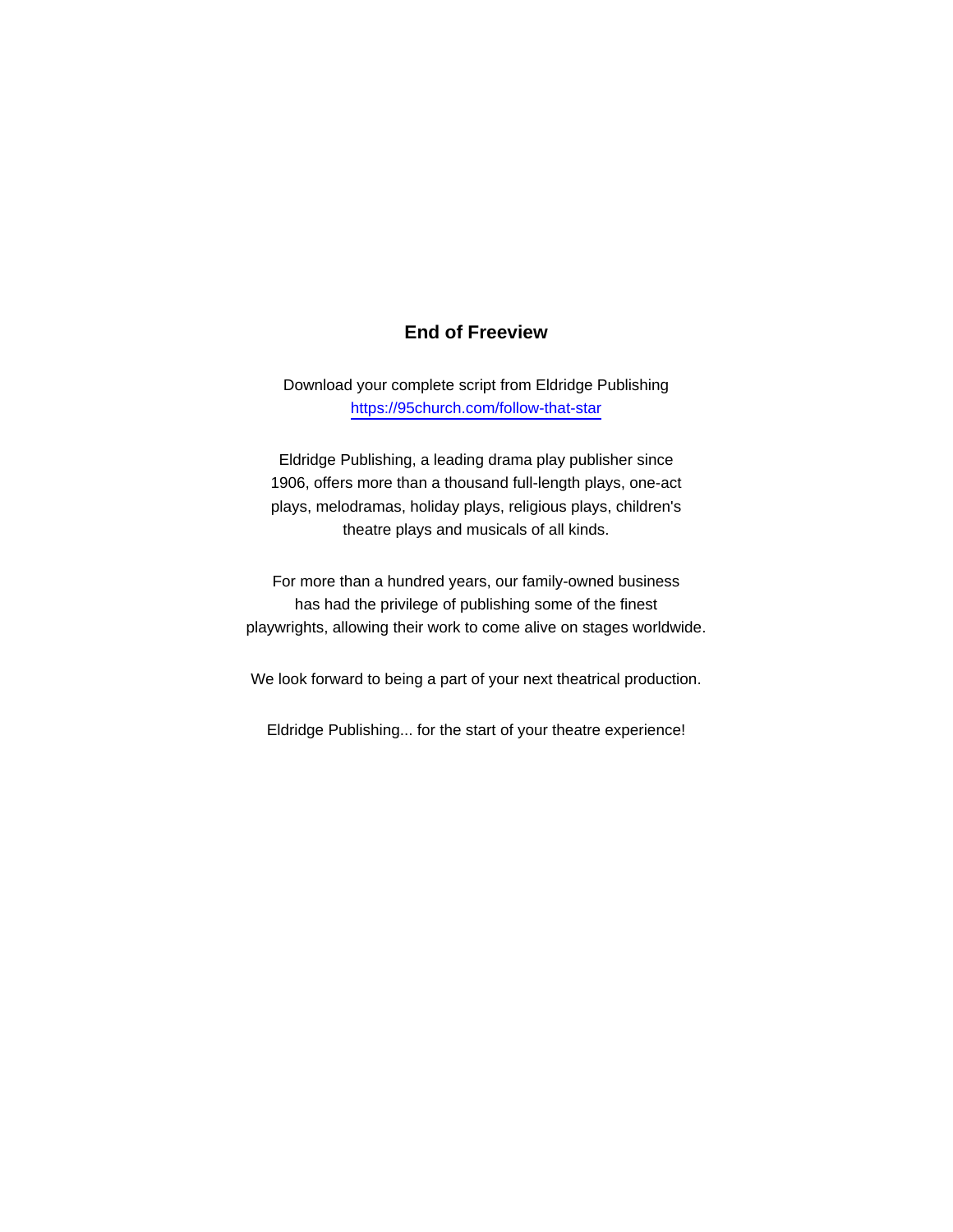# End of Freeview

Download your complete script from Eldridge Publishing
https://95church.com/follow-that-star

Eldridge Publishing, a leading drama play publisher since 1906, offers more than a thousand full-length plays, one-act plays, melodramas, holiday plays, religious plays, children's theatre plays and musicals of all kinds.

For more than a hundred years, our family-owned business has had the privilege of publishing some of the finest playwrights, allowing their work to come alive on stages worldwide.

We look forward to being a part of your next theatrical production.

Eldridge Publishing... for the start of your theatre experience!